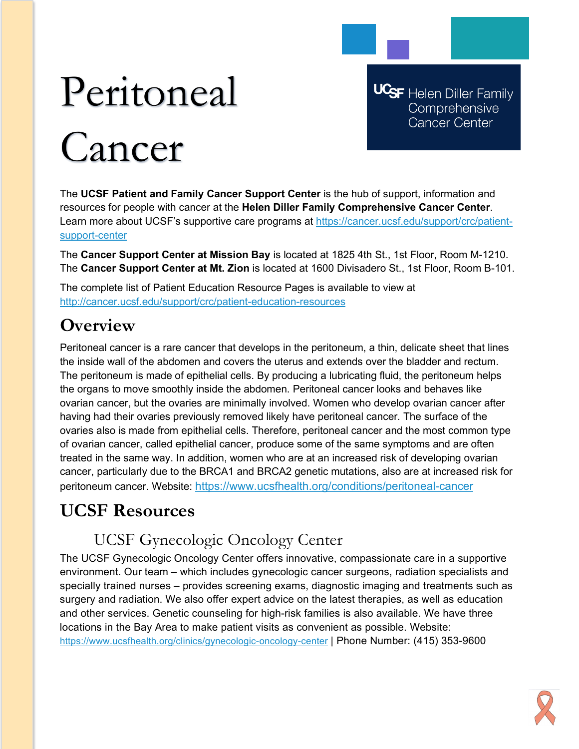# Peritoneal Cancer

UCSF Helen Diller Family Comprehensive Cancer Center

The **UCSF Patient and Family Cancer Support Center** is the hub of support, information and resources for people with cancer at the **Helen Diller Family Comprehensive Cancer Center**. Learn more about UCSF's supportive care programs at https://cancer.ucsf.edu/support/crc/patient-support-center

The **Cancer Support Center at Mission Bay** is located at 1825 4th St., 1st Floor, Room M-1210. The **Cancer Support Center at Mt. Zion** is located at 1600 Divisadero St., 1st Floor, Room B-101.

The complete list of Patient Education Resource Pages is available to view at http://cancer.ucsf.edu/support/crc/patient-education-resources

## Overview

Peritoneal cancer is a rare cancer that develops in the peritoneum, a thin, delicate sheet that lines the inside wall of the abdomen and covers the uterus and extends over the bladder and rectum. The peritoneum is made of epithelial cells. By producing a lubricating fluid, the peritoneum helps the organs to move smoothly inside the abdomen. Peritoneal cancer looks and behaves like ovarian cancer, but the ovaries are minimally involved. Women who develop ovarian cancer after having had their ovaries previously removed likely have peritoneal cancer. The surface of the ovaries also is made from epithelial cells. Therefore, peritoneal cancer and the most common type of ovarian cancer, called epithelial cancer, produce some of the same symptoms and are often treated in the same way. In addition, women who are at an increased risk of developing ovarian cancer, particularly due to the BRCA1 and BRCA2 genetic mutations, also are at increased risk for peritoneum cancer. Website: https://www.ucsfhealth.org/conditions/peritoneal-cancer

## UCSF Resources

### UCSF Gynecologic Oncology Center

The UCSF Gynecologic Oncology Center offers innovative, compassionate care in a supportive environment. Our team – which includes gynecologic cancer surgeons, radiation specialists and specially trained nurses – provides screening exams, diagnostic imaging and treatments such as surgery and radiation. We also offer expert advice on the latest therapies, as well as education and other services. Genetic counseling for high-risk families is also available. We have three locations in the Bay Area to make patient visits as convenient as possible. Website: https://www.ucsfhealth.org/clinics/gynecologic-oncology-center | Phone Number: (415) 353-9600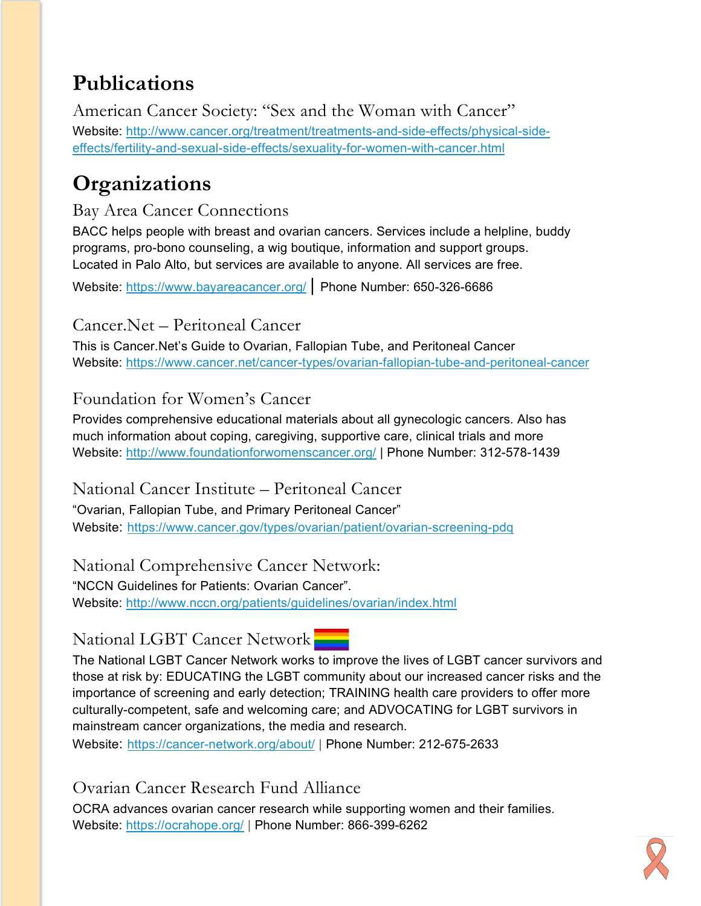# Publications

## American Cancer Society: "Sex and the Woman with Cancer"

Website: http://www.cancer.org/treatment/treatments-and-side-effects/physical-side-effects/fertility-and-sexual-side-effects/sexuality-for-women-with-cancer.html

# Organizations

## Bay Area Cancer Connections

BACC helps people with breast and ovarian cancers. Services include a helpline, buddy programs, pro-bono counseling, a wig boutique, information and support groups. Located in Palo Alto, but services are available to anyone. All services are free.

Website: https://www.bayareacancer.org/ | Phone Number: 650-326-6686

## Cancer.Net – Peritoneal Cancer

This is Cancer.Net's Guide to Ovarian, Fallopian Tube, and Peritoneal Cancer
Website: https://www.cancer.net/cancer-types/ovarian-fallopian-tube-and-peritoneal-cancer

## Foundation for Women's Cancer

Provides comprehensive educational materials about all gynecologic cancers. Also has much information about coping, caregiving, supportive care, clinical trials and more
Website: http://www.foundationforwomenscancer.org/ | Phone Number: 312-578-1439

## National Cancer Institute – Peritoneal Cancer

"Ovarian, Fallopian Tube, and Primary Peritoneal Cancer"
Website: https://www.cancer.gov/types/ovarian/patient/ovarian-screening-pdq

## National Comprehensive Cancer Network:

"NCCN Guidelines for Patients: Ovarian Cancer".
Website: http://www.nccn.org/patients/guidelines/ovarian/index.html

## National LGBT Cancer Network

The National LGBT Cancer Network works to improve the lives of LGBT cancer survivors and those at risk by: EDUCATING the LGBT community about our increased cancer risks and the importance of screening and early detection; TRAINING health care providers to offer more culturally-competent, safe and welcoming care; and ADVOCATING for LGBT survivors in mainstream cancer organizations, the media and research.
Website: https://cancer-network.org/about/ | Phone Number: 212-675-2633

## Ovarian Cancer Research Fund Alliance

OCRA advances ovarian cancer research while supporting women and their families.
Website: https://ocrahope.org/ | Phone Number: 866-399-6262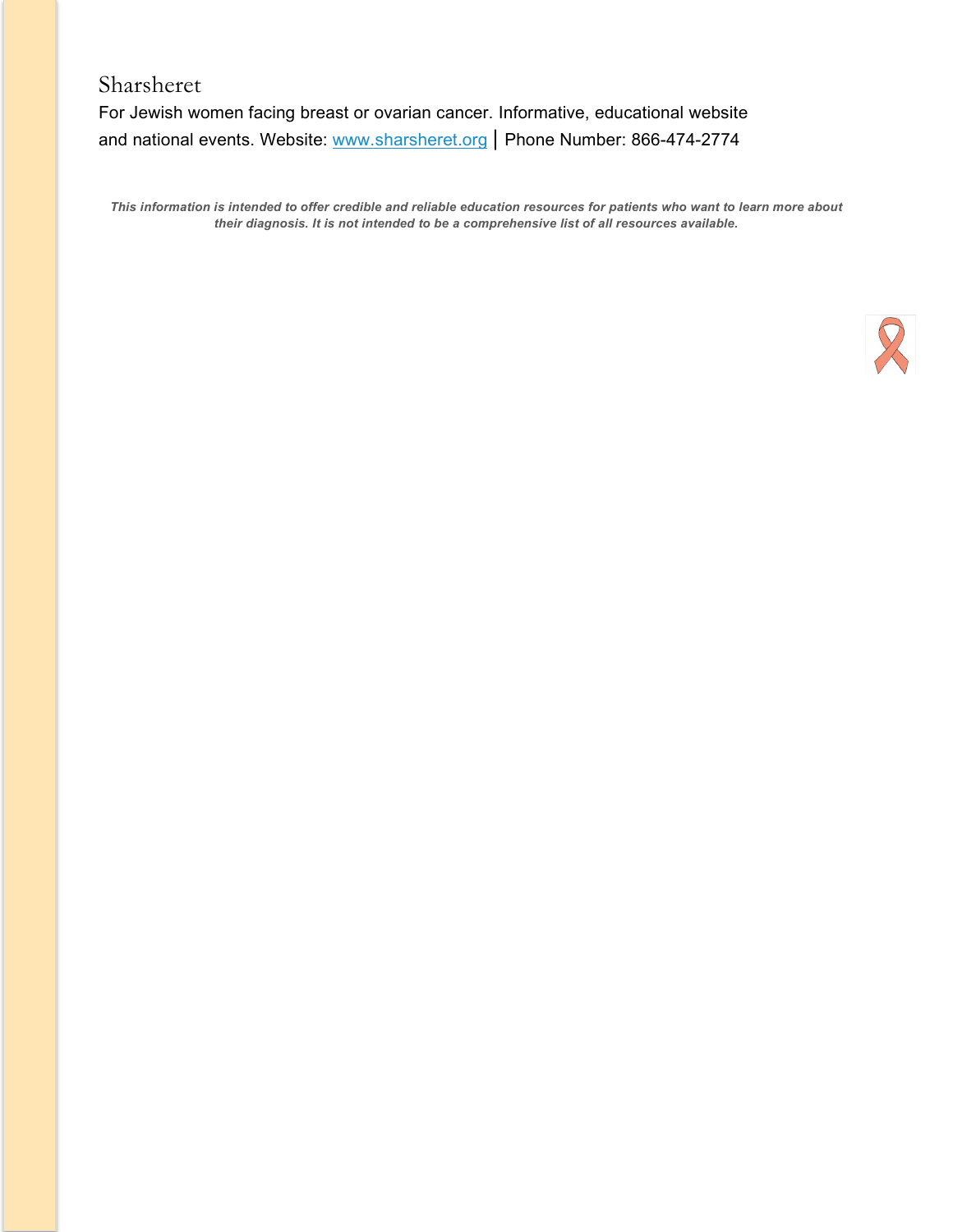Sharsheret

For Jewish women facing breast or ovarian cancer. Informative, educational website and national events. Website: [www.sharsheret.org](http://www.sharsheret.org) | Phone Number: 866-474-2774

***This information is intended to offer credible and reliable education resources for patients who want to learn more about their diagnosis. It is not intended to be a comprehensive list of all resources available.***